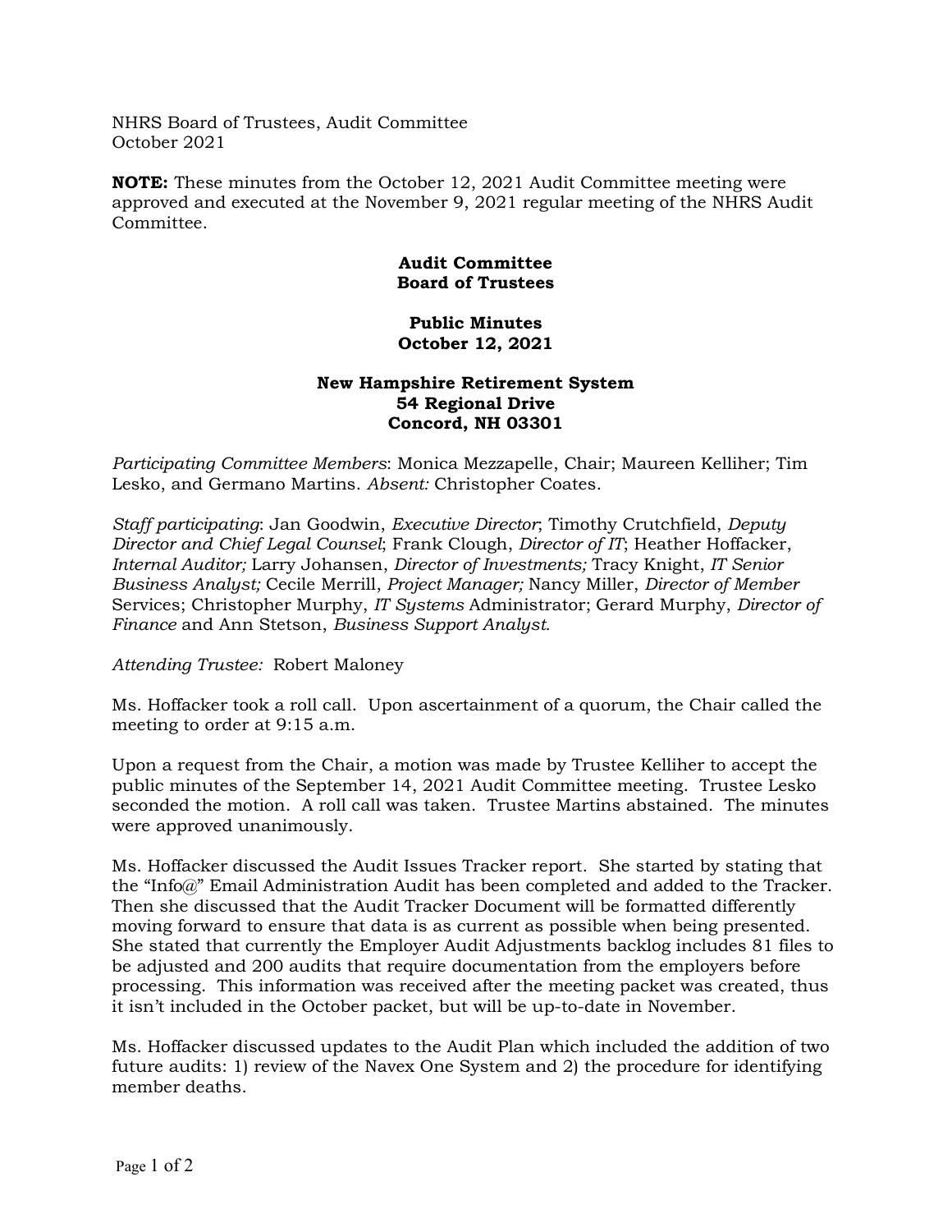NHRS Board of Trustees, Audit Committee
October 2021

**NOTE:** These minutes from the October 12, 2021 Audit Committee meeting were approved and executed at the November 9, 2021 regular meeting of the NHRS Audit Committee.

**Audit Committee**
**Board of Trustees**

**Public Minutes**
**October 12, 2021**

**New Hampshire Retirement System**
**54 Regional Drive**
**Concord, NH 03301**

*Participating Committee Members*: Monica Mezzapelle, Chair; Maureen Kelliher; Tim Lesko, and Germano Martins. *Absent:* Christopher Coates.

*Staff participating*: Jan Goodwin, *Executive Director*; Timothy Crutchfield, *Deputy Director and Chief Legal Counsel*; Frank Clough, *Director of IT*; Heather Hoffacker, *Internal Auditor;* Larry Johansen, *Director of Investments;* Tracy Knight, *IT Senior Business Analyst;* Cecile Merrill, *Project Manager;* Nancy Miller, *Director of Member* Services; Christopher Murphy, *IT Systems* Administrator; Gerard Murphy, *Director of Finance* and Ann Stetson, *Business Support Analyst.*

*Attending Trustee:* Robert Maloney

Ms. Hoffacker took a roll call. Upon ascertainment of a quorum, the Chair called the meeting to order at 9:15 a.m.

Upon a request from the Chair, a motion was made by Trustee Kelliher to accept the public minutes of the September 14, 2021 Audit Committee meeting. Trustee Lesko seconded the motion. A roll call was taken. Trustee Martins abstained. The minutes were approved unanimously.

Ms. Hoffacker discussed the Audit Issues Tracker report. She started by stating that the "Info@" Email Administration Audit has been completed and added to the Tracker. Then she discussed that the Audit Tracker Document will be formatted differently moving forward to ensure that data is as current as possible when being presented. She stated that currently the Employer Audit Adjustments backlog includes 81 files to be adjusted and 200 audits that require documentation from the employers before processing. This information was received after the meeting packet was created, thus it isn't included in the October packet, but will be up-to-date in November.

Ms. Hoffacker discussed updates to the Audit Plan which included the addition of two future audits: 1) review of the Navex One System and 2) the procedure for identifying member deaths.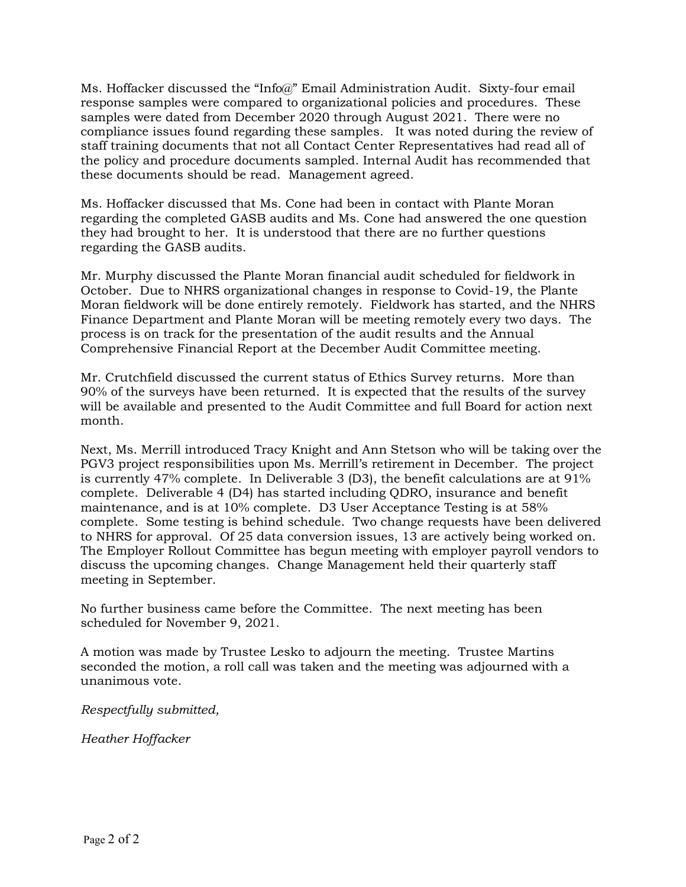Ms. Hoffacker discussed the "Info@" Email Administration Audit. Sixty-four email response samples were compared to organizational policies and procedures. These samples were dated from December 2020 through August 2021. There were no compliance issues found regarding these samples. It was noted during the review of staff training documents that not all Contact Center Representatives had read all of the policy and procedure documents sampled. Internal Audit has recommended that these documents should be read. Management agreed.

Ms. Hoffacker discussed that Ms. Cone had been in contact with Plante Moran regarding the completed GASB audits and Ms. Cone had answered the one question they had brought to her. It is understood that there are no further questions regarding the GASB audits.

Mr. Murphy discussed the Plante Moran financial audit scheduled for fieldwork in October. Due to NHRS organizational changes in response to Covid-19, the Plante Moran fieldwork will be done entirely remotely. Fieldwork has started, and the NHRS Finance Department and Plante Moran will be meeting remotely every two days. The process is on track for the presentation of the audit results and the Annual Comprehensive Financial Report at the December Audit Committee meeting.

Mr. Crutchfield discussed the current status of Ethics Survey returns. More than 90% of the surveys have been returned. It is expected that the results of the survey will be available and presented to the Audit Committee and full Board for action next month.

Next, Ms. Merrill introduced Tracy Knight and Ann Stetson who will be taking over the PGV3 project responsibilities upon Ms. Merrill's retirement in December. The project is currently 47% complete. In Deliverable 3 (D3), the benefit calculations are at 91% complete. Deliverable 4 (D4) has started including QDRO, insurance and benefit maintenance, and is at 10% complete. D3 User Acceptance Testing is at 58% complete. Some testing is behind schedule. Two change requests have been delivered to NHRS for approval. Of 25 data conversion issues, 13 are actively being worked on. The Employer Rollout Committee has begun meeting with employer payroll vendors to discuss the upcoming changes. Change Management held their quarterly staff meeting in September.

No further business came before the Committee. The next meeting has been scheduled for November 9, 2021.

A motion was made by Trustee Lesko to adjourn the meeting. Trustee Martins seconded the motion, a roll call was taken and the meeting was adjourned with a unanimous vote.

*Respectfully submitted,*

*Heather Hoffacker*